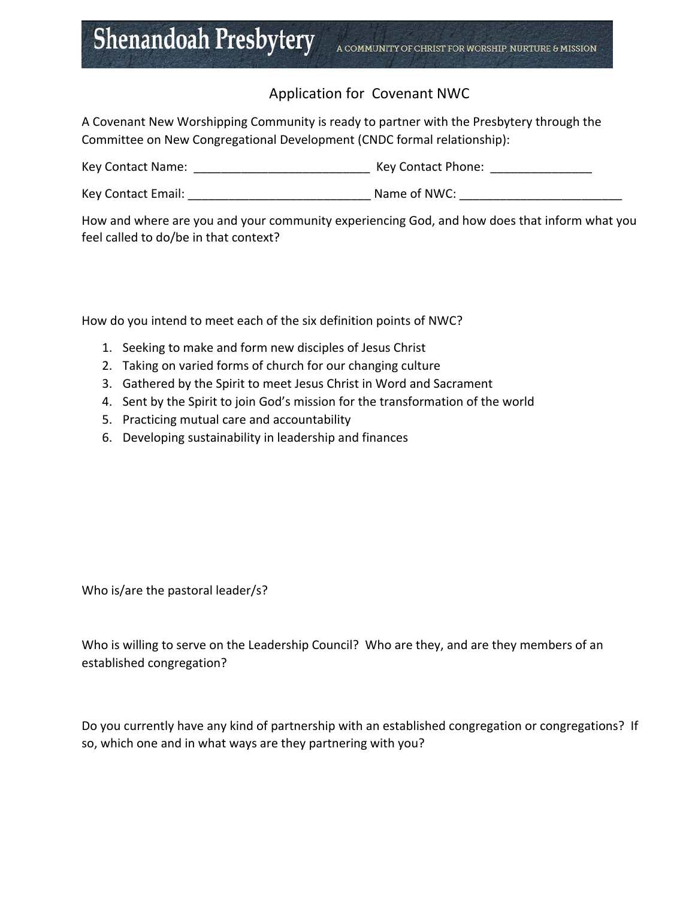# Shenandoah Presbytery

A COMMUNITY OF CHRIST FOR WORSHIP, NURTURE & MISSION

## Application for Covenant NWC

A Covenant New Worshipping Community is ready to partner with the Presbytery through the Committee on New Congregational Development (CNDC formal relationship):

Key Contact Name: __________________________ Key Contact Phone: _______________

Key Contact Email: ___________________________ Name of NWC: ________________________

How and where are you and your community experiencing God, and how does that inform what you feel called to do/be in that context?

How do you intend to meet each of the six definition points of NWC?

1. Seeking to make and form new disciples of Jesus Christ
2. Taking on varied forms of church for our changing culture
3. Gathered by the Spirit to meet Jesus Christ in Word and Sacrament
4. Sent by the Spirit to join God's mission for the transformation of the world
5. Practicing mutual care and accountability
6. Developing sustainability in leadership and finances

Who is/are the pastoral leader/s?

Who is willing to serve on the Leadership Council? Who are they, and are they members of an established congregation?

Do you currently have any kind of partnership with an established congregation or congregations? If so, which one and in what ways are they partnering with you?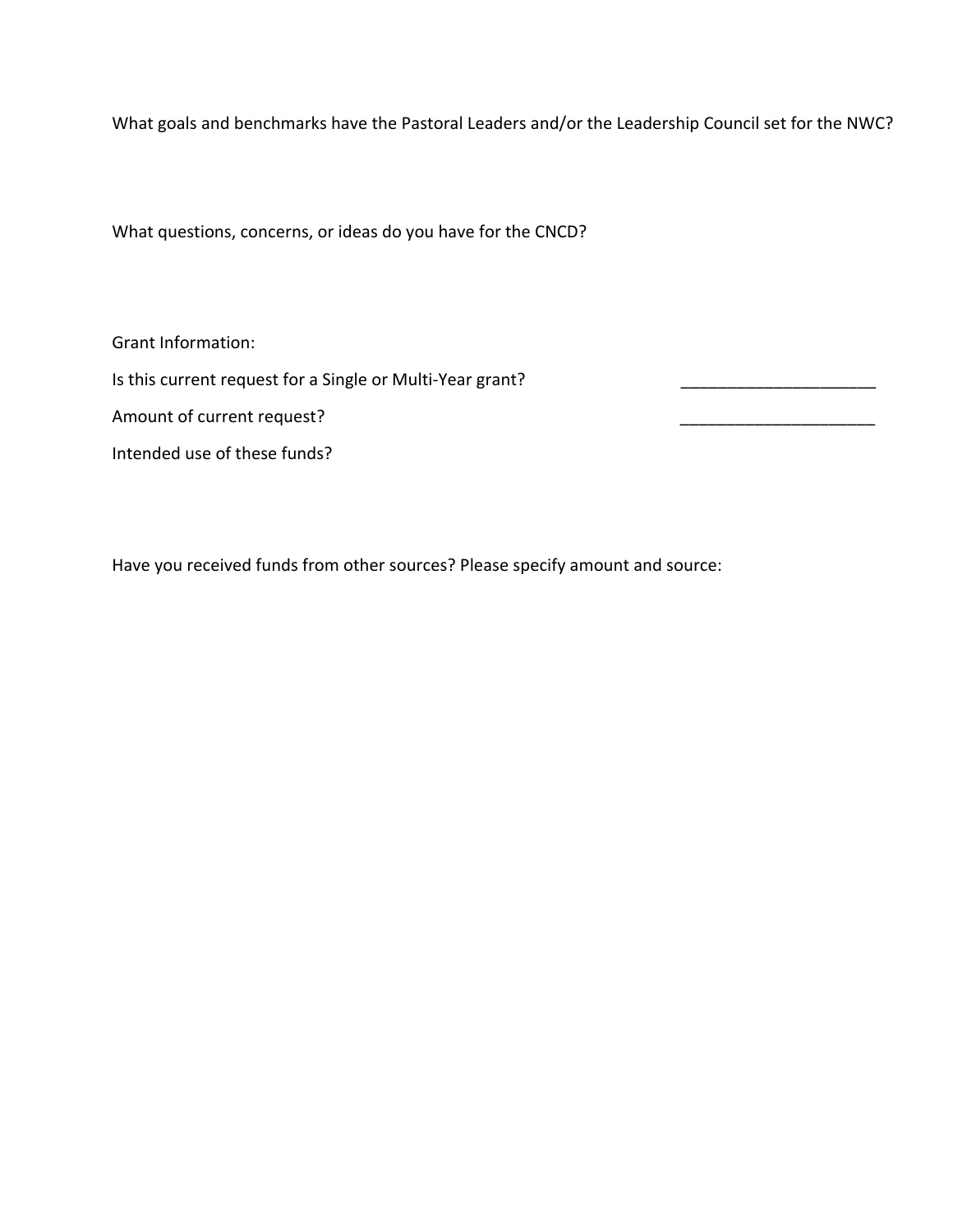What goals and benchmarks have the Pastoral Leaders and/or the Leadership Council set for the NWC?

What questions, concerns, or ideas do you have for the CNCD?

Grant Information:

Is this current request for a Single or Multi-Year grant? _____________________

Amount of current request? _____________________

Intended use of these funds?

Have you received funds from other sources? Please specify amount and source: